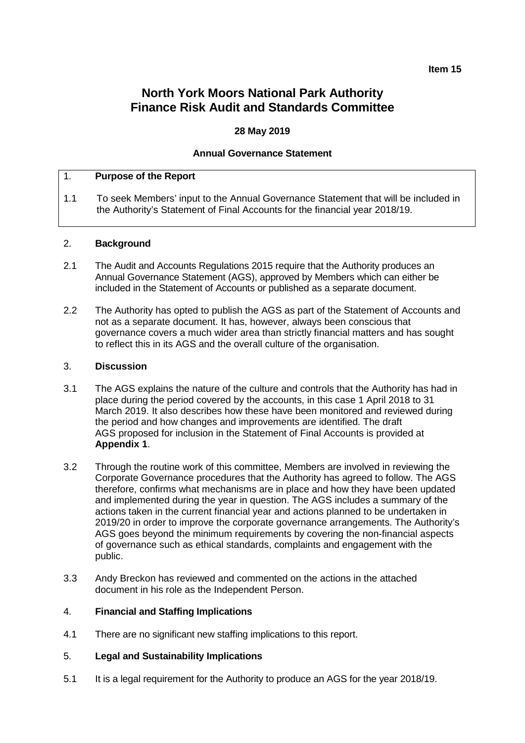**Item 15**

# North York Moors National Park Authority
# Finance Risk Audit and Standards Committee

**28 May 2019**

**Annual Governance Statement**

## 1. Purpose of the Report

1.1 To seek Members' input to the Annual Governance Statement that will be included in the Authority's Statement of Final Accounts for the financial year 2018/19.

## 2. Background

2.1 The Audit and Accounts Regulations 2015 require that the Authority produces an Annual Governance Statement (AGS), approved by Members which can either be included in the Statement of Accounts or published as a separate document.

2.2 The Authority has opted to publish the AGS as part of the Statement of Accounts and not as a separate document. It has, however, always been conscious that governance covers a much wider area than strictly financial matters and has sought to reflect this in its AGS and the overall culture of the organisation.

## 3. Discussion

3.1 The AGS explains the nature of the culture and controls that the Authority has had in place during the period covered by the accounts, in this case 1 April 2018 to 31 March 2019. It also describes how these have been monitored and reviewed during the period and how changes and improvements are identified. The draft AGS proposed for inclusion in the Statement of Final Accounts is provided at **Appendix 1**.

3.2 Through the routine work of this committee, Members are involved in reviewing the Corporate Governance procedures that the Authority has agreed to follow. The AGS therefore, confirms what mechanisms are in place and how they have been updated and implemented during the year in question. The AGS includes a summary of the actions taken in the current financial year and actions planned to be undertaken in 2019/20 in order to improve the corporate governance arrangements. The Authority's AGS goes beyond the minimum requirements by covering the non-financial aspects of governance such as ethical standards, complaints and engagement with the public.

3.3 Andy Breckon has reviewed and commented on the actions in the attached document in his role as the Independent Person.

## 4. Financial and Staffing Implications

4.1 There are no significant new staffing implications to this report.

## 5. Legal and Sustainability Implications

5.1 It is a legal requirement for the Authority to produce an AGS for the year 2018/19.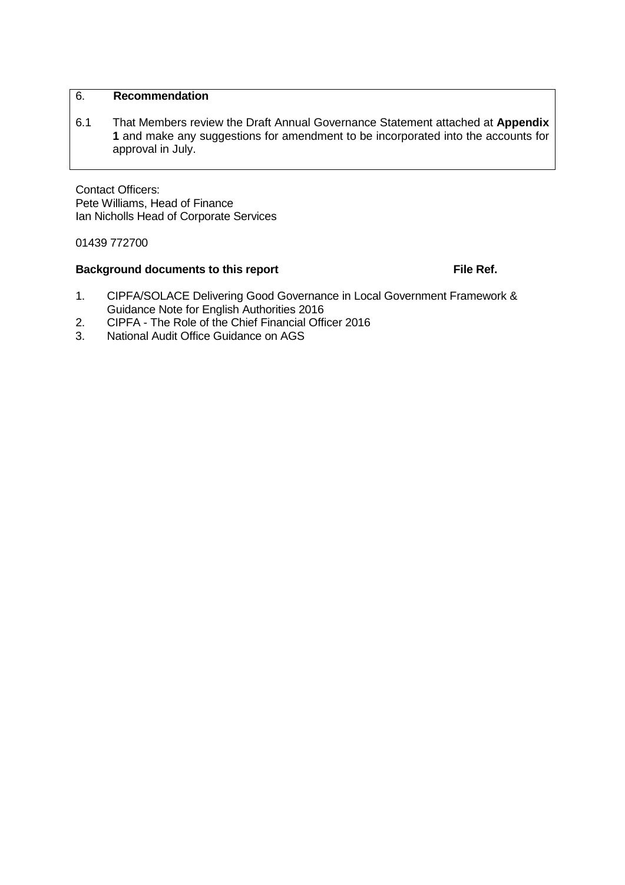## 6. Recommendation

6.1 That Members review the Draft Annual Governance Statement attached at **Appendix 1** and make any suggestions for amendment to be incorporated into the accounts for approval in July.

Contact Officers:
Pete Williams, Head of Finance
Ian Nicholls Head of Corporate Services

01439 772700

**Background documents to this report** **File Ref.**

1. CIPFA/SOLACE Delivering Good Governance in Local Government Framework & Guidance Note for English Authorities 2016
2. CIPFA - The Role of the Chief Financial Officer 2016
3. National Audit Office Guidance on AGS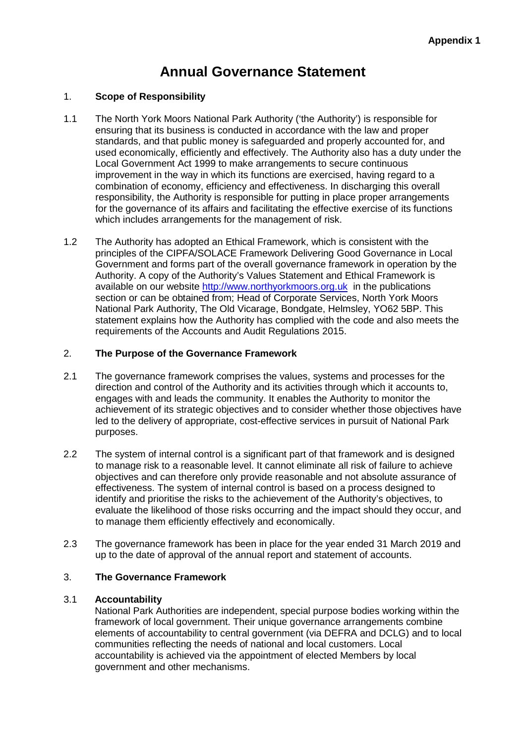Appendix 1

# Annual Governance Statement

## 1. Scope of Responsibility

1.1 The North York Moors National Park Authority ('the Authority') is responsible for ensuring that its business is conducted in accordance with the law and proper standards, and that public money is safeguarded and properly accounted for, and used economically, efficiently and effectively. The Authority also has a duty under the Local Government Act 1999 to make arrangements to secure continuous improvement in the way in which its functions are exercised, having regard to a combination of economy, efficiency and effectiveness. In discharging this overall responsibility, the Authority is responsible for putting in place proper arrangements for the governance of its affairs and facilitating the effective exercise of its functions which includes arrangements for the management of risk.

1.2 The Authority has adopted an Ethical Framework, which is consistent with the principles of the CIPFA/SOLACE Framework Delivering Good Governance in Local Government and forms part of the overall governance framework in operation by the Authority. A copy of the Authority's Values Statement and Ethical Framework is available on our website http://www.northyorkmoors.org.uk in the publications section or can be obtained from; Head of Corporate Services, North York Moors National Park Authority, The Old Vicarage, Bondgate, Helmsley, YO62 5BP. This statement explains how the Authority has complied with the code and also meets the requirements of the Accounts and Audit Regulations 2015.

## 2. The Purpose of the Governance Framework

2.1 The governance framework comprises the values, systems and processes for the direction and control of the Authority and its activities through which it accounts to, engages with and leads the community. It enables the Authority to monitor the achievement of its strategic objectives and to consider whether those objectives have led to the delivery of appropriate, cost-effective services in pursuit of National Park purposes.

2.2 The system of internal control is a significant part of that framework and is designed to manage risk to a reasonable level. It cannot eliminate all risk of failure to achieve objectives and can therefore only provide reasonable and not absolute assurance of effectiveness. The system of internal control is based on a process designed to identify and prioritise the risks to the achievement of the Authority's objectives, to evaluate the likelihood of those risks occurring and the impact should they occur, and to manage them efficiently effectively and economically.

2.3 The governance framework has been in place for the year ended 31 March 2019 and up to the date of approval of the annual report and statement of accounts.

## 3. The Governance Framework

### 3.1 Accountability

National Park Authorities are independent, special purpose bodies working within the framework of local government. Their unique governance arrangements combine elements of accountability to central government (via DEFRA and DCLG) and to local communities reflecting the needs of national and local customers. Local accountability is achieved via the appointment of elected Members by local government and other mechanisms.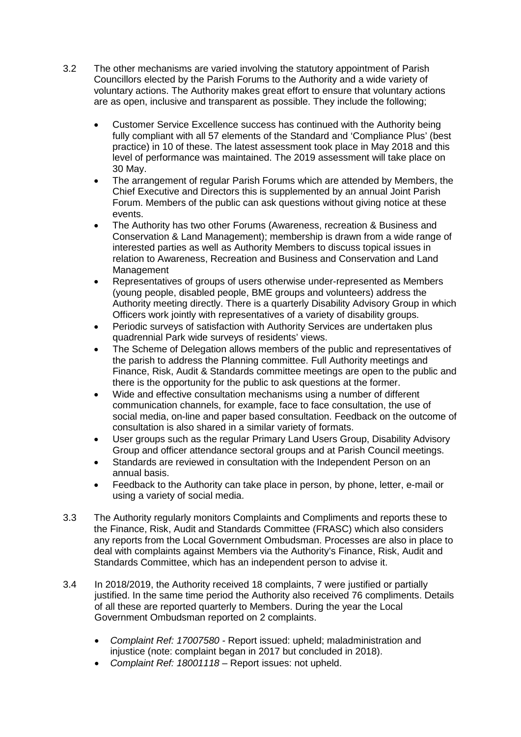3.2 The other mechanisms are varied involving the statutory appointment of Parish Councillors elected by the Parish Forums to the Authority and a wide variety of voluntary actions. The Authority makes great effort to ensure that voluntary actions are as open, inclusive and transparent as possible. They include the following;

- Customer Service Excellence success has continued with the Authority being fully compliant with all 57 elements of the Standard and 'Compliance Plus' (best practice) in 10 of these. The latest assessment took place in May 2018 and this level of performance was maintained. The 2019 assessment will take place on 30 May.
- The arrangement of regular Parish Forums which are attended by Members, the Chief Executive and Directors this is supplemented by an annual Joint Parish Forum. Members of the public can ask questions without giving notice at these events.
- The Authority has two other Forums (Awareness, recreation & Business and Conservation & Land Management); membership is drawn from a wide range of interested parties as well as Authority Members to discuss topical issues in relation to Awareness, Recreation and Business and Conservation and Land Management
- Representatives of groups of users otherwise under-represented as Members (young people, disabled people, BME groups and volunteers) address the Authority meeting directly. There is a quarterly Disability Advisory Group in which Officers work jointly with representatives of a variety of disability groups.
- Periodic surveys of satisfaction with Authority Services are undertaken plus quadrennial Park wide surveys of residents' views.
- The Scheme of Delegation allows members of the public and representatives of the parish to address the Planning committee. Full Authority meetings and Finance, Risk, Audit & Standards committee meetings are open to the public and there is the opportunity for the public to ask questions at the former.
- Wide and effective consultation mechanisms using a number of different communication channels, for example, face to face consultation, the use of social media, on-line and paper based consultation. Feedback on the outcome of consultation is also shared in a similar variety of formats.
- User groups such as the regular Primary Land Users Group, Disability Advisory Group and officer attendance sectoral groups and at Parish Council meetings.
- Standards are reviewed in consultation with the Independent Person on an annual basis.
- Feedback to the Authority can take place in person, by phone, letter, e-mail or using a variety of social media.

3.3 The Authority regularly monitors Complaints and Compliments and reports these to the Finance, Risk, Audit and Standards Committee (FRASC) which also considers any reports from the Local Government Ombudsman. Processes are also in place to deal with complaints against Members via the Authority's Finance, Risk, Audit and Standards Committee, which has an independent person to advise it.

3.4 In 2018/2019, the Authority received 18 complaints, 7 were justified or partially justified. In the same time period the Authority also received 76 compliments. Details of all these are reported quarterly to Members. During the year the Local Government Ombudsman reported on 2 complaints.

- *Complaint Ref: 17007580* - Report issued: upheld; maladministration and injustice (note: complaint began in 2017 but concluded in 2018).
- *Complaint Ref: 18001118* – Report issues: not upheld.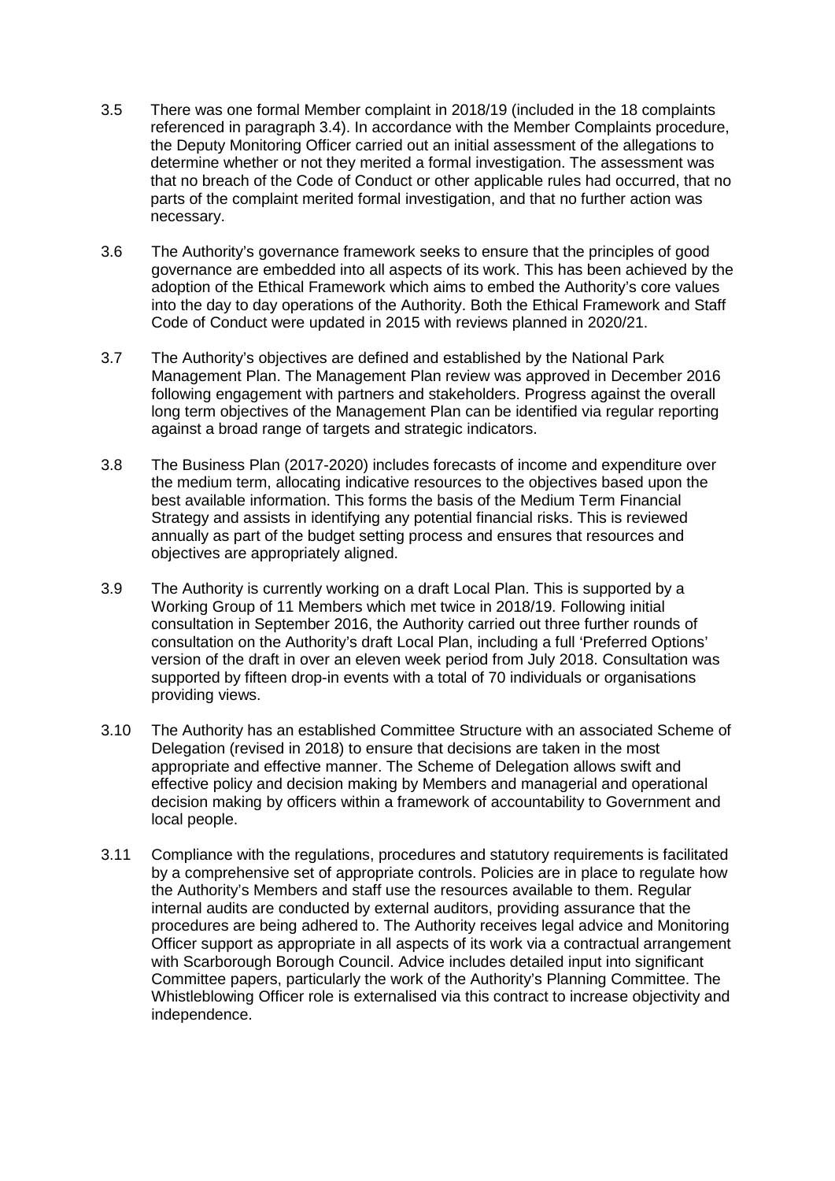3.5 There was one formal Member complaint in 2018/19 (included in the 18 complaints referenced in paragraph 3.4). In accordance with the Member Complaints procedure, the Deputy Monitoring Officer carried out an initial assessment of the allegations to determine whether or not they merited a formal investigation. The assessment was that no breach of the Code of Conduct or other applicable rules had occurred, that no parts of the complaint merited formal investigation, and that no further action was necessary.

3.6 The Authority's governance framework seeks to ensure that the principles of good governance are embedded into all aspects of its work. This has been achieved by the adoption of the Ethical Framework which aims to embed the Authority's core values into the day to day operations of the Authority. Both the Ethical Framework and Staff Code of Conduct were updated in 2015 with reviews planned in 2020/21.

3.7 The Authority's objectives are defined and established by the National Park Management Plan. The Management Plan review was approved in December 2016 following engagement with partners and stakeholders. Progress against the overall long term objectives of the Management Plan can be identified via regular reporting against a broad range of targets and strategic indicators.

3.8 The Business Plan (2017-2020) includes forecasts of income and expenditure over the medium term, allocating indicative resources to the objectives based upon the best available information. This forms the basis of the Medium Term Financial Strategy and assists in identifying any potential financial risks. This is reviewed annually as part of the budget setting process and ensures that resources and objectives are appropriately aligned.

3.9 The Authority is currently working on a draft Local Plan. This is supported by a Working Group of 11 Members which met twice in 2018/19. Following initial consultation in September 2016, the Authority carried out three further rounds of consultation on the Authority's draft Local Plan, including a full 'Preferred Options' version of the draft in over an eleven week period from July 2018. Consultation was supported by fifteen drop-in events with a total of 70 individuals or organisations providing views.

3.10 The Authority has an established Committee Structure with an associated Scheme of Delegation (revised in 2018) to ensure that decisions are taken in the most appropriate and effective manner. The Scheme of Delegation allows swift and effective policy and decision making by Members and managerial and operational decision making by officers within a framework of accountability to Government and local people.

3.11 Compliance with the regulations, procedures and statutory requirements is facilitated by a comprehensive set of appropriate controls. Policies are in place to regulate how the Authority's Members and staff use the resources available to them. Regular internal audits are conducted by external auditors, providing assurance that the procedures are being adhered to. The Authority receives legal advice and Monitoring Officer support as appropriate in all aspects of its work via a contractual arrangement with Scarborough Borough Council. Advice includes detailed input into significant Committee papers, particularly the work of the Authority's Planning Committee. The Whistleblowing Officer role is externalised via this contract to increase objectivity and independence.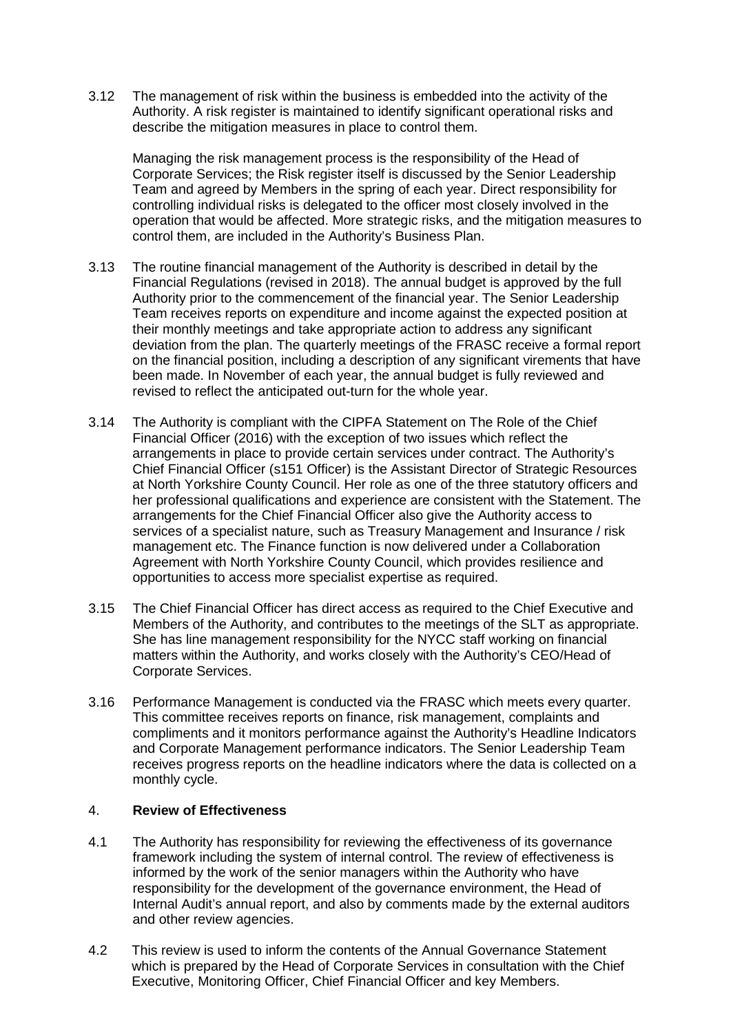3.12 The management of risk within the business is embedded into the activity of the Authority. A risk register is maintained to identify significant operational risks and describe the mitigation measures in place to control them.

Managing the risk management process is the responsibility of the Head of Corporate Services; the Risk register itself is discussed by the Senior Leadership Team and agreed by Members in the spring of each year. Direct responsibility for controlling individual risks is delegated to the officer most closely involved in the operation that would be affected. More strategic risks, and the mitigation measures to control them, are included in the Authority's Business Plan.

3.13 The routine financial management of the Authority is described in detail by the Financial Regulations (revised in 2018). The annual budget is approved by the full Authority prior to the commencement of the financial year. The Senior Leadership Team receives reports on expenditure and income against the expected position at their monthly meetings and take appropriate action to address any significant deviation from the plan. The quarterly meetings of the FRASC receive a formal report on the financial position, including a description of any significant virements that have been made. In November of each year, the annual budget is fully reviewed and revised to reflect the anticipated out-turn for the whole year.

3.14 The Authority is compliant with the CIPFA Statement on The Role of the Chief Financial Officer (2016) with the exception of two issues which reflect the arrangements in place to provide certain services under contract. The Authority's Chief Financial Officer (s151 Officer) is the Assistant Director of Strategic Resources at North Yorkshire County Council. Her role as one of the three statutory officers and her professional qualifications and experience are consistent with the Statement. The arrangements for the Chief Financial Officer also give the Authority access to services of a specialist nature, such as Treasury Management and Insurance / risk management etc. The Finance function is now delivered under a Collaboration Agreement with North Yorkshire County Council, which provides resilience and opportunities to access more specialist expertise as required.

3.15 The Chief Financial Officer has direct access as required to the Chief Executive and Members of the Authority, and contributes to the meetings of the SLT as appropriate. She has line management responsibility for the NYCC staff working on financial matters within the Authority, and works closely with the Authority's CEO/Head of Corporate Services.

3.16 Performance Management is conducted via the FRASC which meets every quarter. This committee receives reports on finance, risk management, complaints and compliments and it monitors performance against the Authority's Headline Indicators and Corporate Management performance indicators. The Senior Leadership Team receives progress reports on the headline indicators where the data is collected on a monthly cycle.

## 4. **Review of Effectiveness**

4.1 The Authority has responsibility for reviewing the effectiveness of its governance framework including the system of internal control. The review of effectiveness is informed by the work of the senior managers within the Authority who have responsibility for the development of the governance environment, the Head of Internal Audit's annual report, and also by comments made by the external auditors and other review agencies.

4.2 This review is used to inform the contents of the Annual Governance Statement which is prepared by the Head of Corporate Services in consultation with the Chief Executive, Monitoring Officer, Chief Financial Officer and key Members.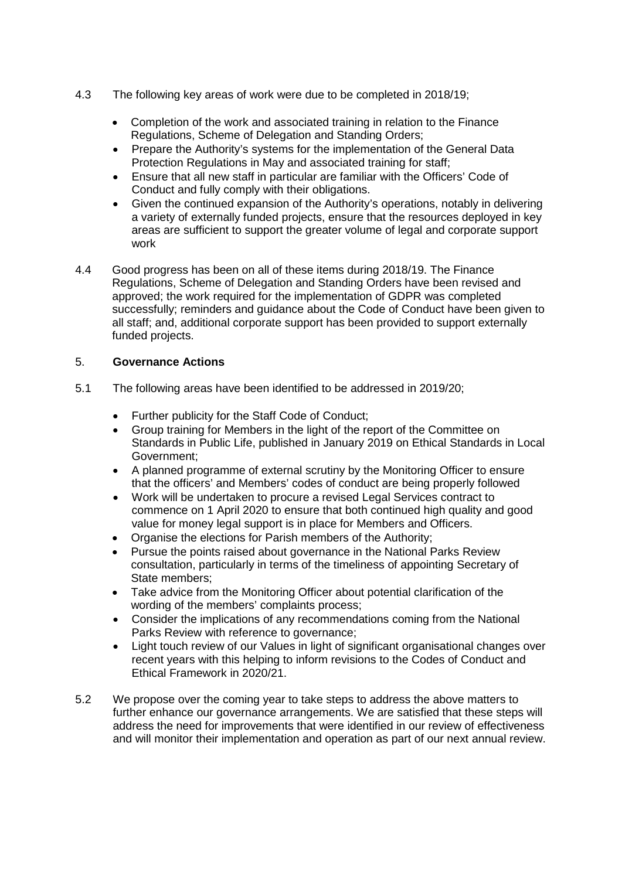4.3 The following key areas of work were due to be completed in 2018/19;

- Completion of the work and associated training in relation to the Finance Regulations, Scheme of Delegation and Standing Orders;
- Prepare the Authority's systems for the implementation of the General Data Protection Regulations in May and associated training for staff;
- Ensure that all new staff in particular are familiar with the Officers' Code of Conduct and fully comply with their obligations.
- Given the continued expansion of the Authority's operations, notably in delivering a variety of externally funded projects, ensure that the resources deployed in key areas are sufficient to support the greater volume of legal and corporate support work

4.4 Good progress has been on all of these items during 2018/19. The Finance Regulations, Scheme of Delegation and Standing Orders have been revised and approved; the work required for the implementation of GDPR was completed successfully; reminders and guidance about the Code of Conduct have been given to all staff; and, additional corporate support has been provided to support externally funded projects.

## 5. Governance Actions

5.1 The following areas have been identified to be addressed in 2019/20;

- Further publicity for the Staff Code of Conduct;
- Group training for Members in the light of the report of the Committee on Standards in Public Life, published in January 2019 on Ethical Standards in Local Government;
- A planned programme of external scrutiny by the Monitoring Officer to ensure that the officers' and Members' codes of conduct are being properly followed
- Work will be undertaken to procure a revised Legal Services contract to commence on 1 April 2020 to ensure that both continued high quality and good value for money legal support is in place for Members and Officers.
- Organise the elections for Parish members of the Authority;
- Pursue the points raised about governance in the National Parks Review consultation, particularly in terms of the timeliness of appointing Secretary of State members;
- Take advice from the Monitoring Officer about potential clarification of the wording of the members' complaints process;
- Consider the implications of any recommendations coming from the National Parks Review with reference to governance;
- Light touch review of our Values in light of significant organisational changes over recent years with this helping to inform revisions to the Codes of Conduct and Ethical Framework in 2020/21.

5.2 We propose over the coming year to take steps to address the above matters to further enhance our governance arrangements. We are satisfied that these steps will address the need for improvements that were identified in our review of effectiveness and will monitor their implementation and operation as part of our next annual review.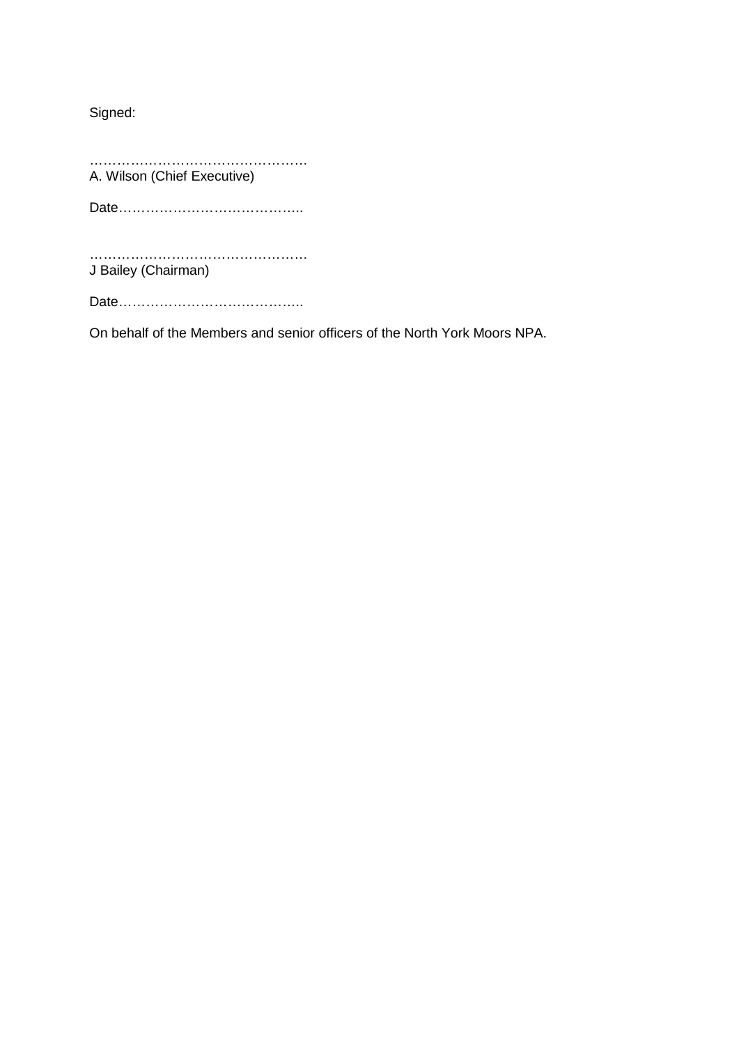Signed:

…………………………………………
A. Wilson (Chief Executive)

Date…………………………………..

…………………………………………
J Bailey (Chairman)

Date…………………………………..

On behalf of the Members and senior officers of the North York Moors NPA.